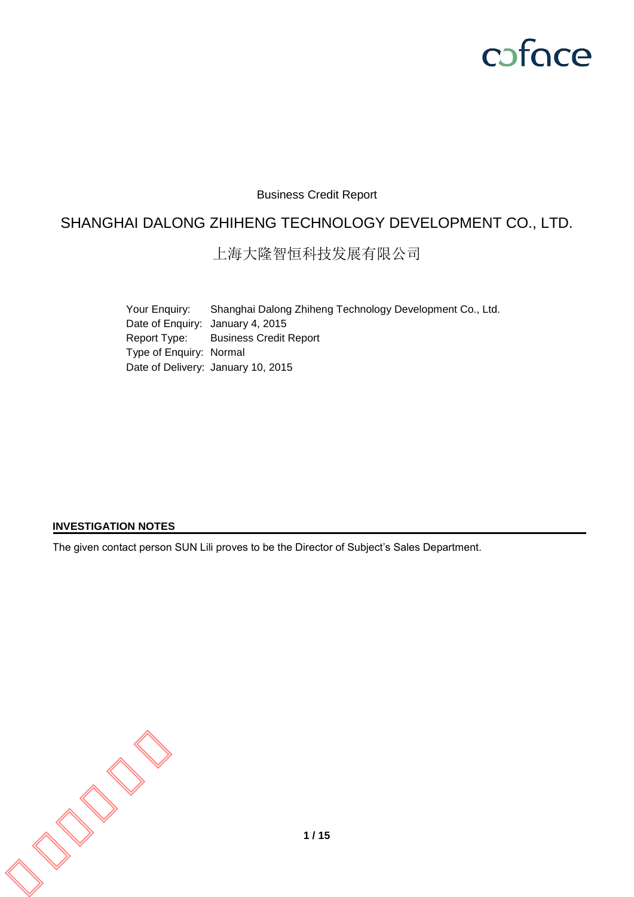coface

Business Credit Report

# SHANGHAI DALONG ZHIHENG TECHNOLOGY DEVELOPMENT CO., LTD.

# 上海大隆智恒科技发展有限公司

| | |
|---|---|
| Your Enquiry: | Shanghai Dalong Zhiheng Technology Development Co., Ltd. |
| Date of Enquiry: | January 4, 2015 |
| Report Type: | Business Credit Report |
| Type of Enquiry: | Normal |
| Date of Delivery: | January 10, 2015 |

**INVESTIGATION NOTES**

The given contact person SUN Lili proves to be the Director of Subject's Sales Department.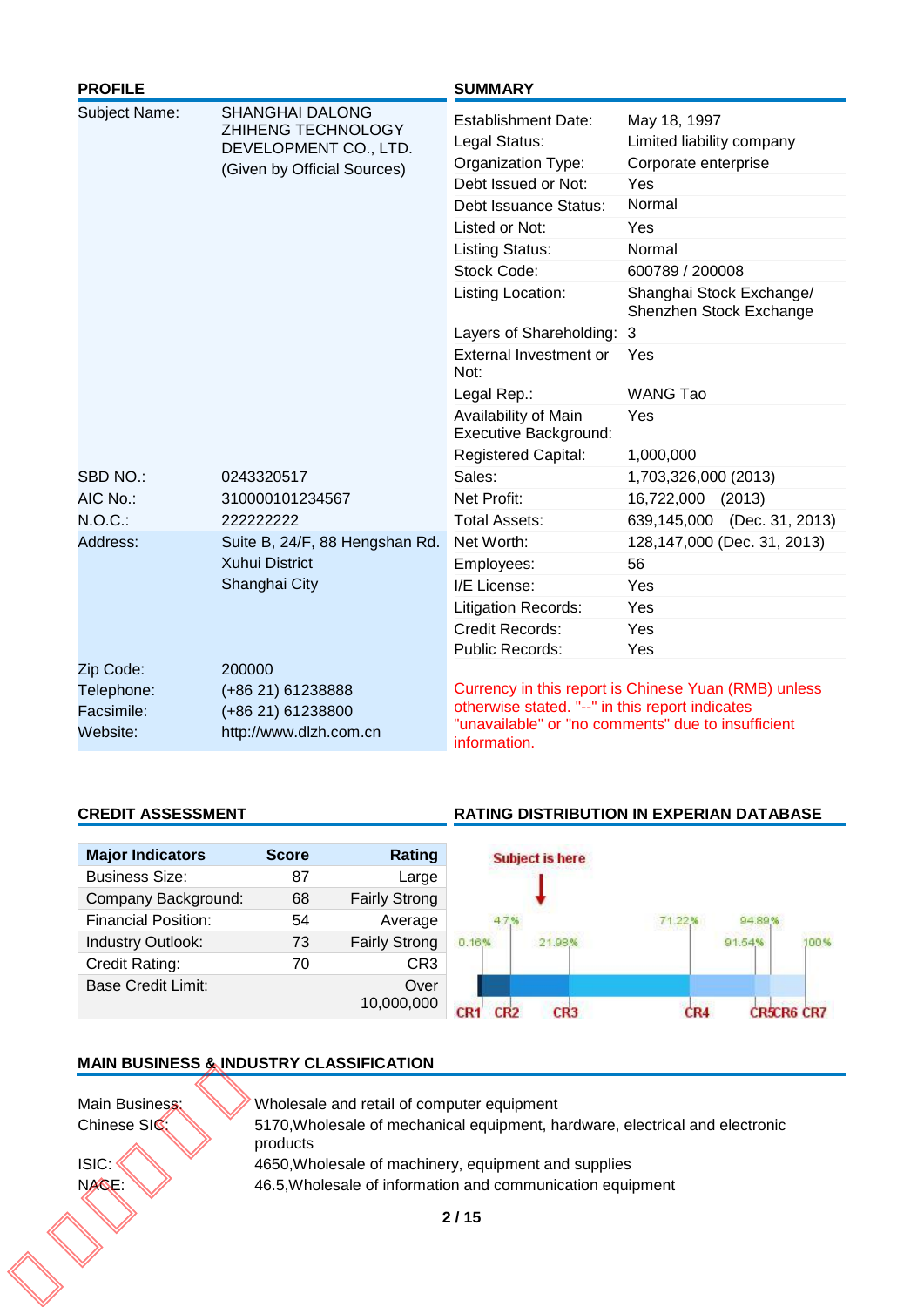## PROFILE

| | |
|---|---|
| Subject Name: | SHANGHAI DALONG ZHIHENG TECHNOLOGY DEVELOPMENT CO., LTD. (Given by Official Sources) |
| SBD NO.: | 0243320517 |
| AIC No.: | 310000101234567 |
| N.O.C.: | 222222222 |
| Address: | Suite B, 24/F, 88 Hengshan Rd. Xuhui District Shanghai City |
| Zip Code: | 200000 |
| Telephone: | (+86 21) 61238888 |
| Facsimile: | (+86 21) 61238800 |
| Website: | http://www.dlzh.com.cn |

## SUMMARY

| | |
|---|---|
| Establishment Date: | May 18, 1997 |
| Legal Status: | Limited liability company |
| Organization Type: | Corporate enterprise |
| Debt Issued or Not: | Yes |
| Debt Issuance Status: | Normal |
| Listed or Not: | Yes |
| Listing Status: | Normal |
| Stock Code: | 600789 / 200008 |
| Listing Location: | Shanghai Stock Exchange/ Shenzhen Stock Exchange |
| Layers of Shareholding: | 3 |
| External Investment or Not: | Yes |
| Legal Rep.: | WANG Tao |
| Availability of Main Executive Background: | Yes |
| Registered Capital: | 1,000,000 |
| Sales: | 1,703,326,000 (2013) |
| Net Profit: | 16,722,000 (2013) |
| Total Assets: | 639,145,000 (Dec. 31, 2013) |
| Net Worth: | 128,147,000 (Dec. 31, 2013) |
| Employees: | 56 |
| I/E License: | Yes |
| Litigation Records: | Yes |
| Credit Records: | Yes |
| Public Records: | Yes |

Currency in this report is Chinese Yuan (RMB) unless otherwise stated. "--" in this report indicates "unavailable" or "no comments" due to insufficient information.

## CREDIT ASSESSMENT

| Major Indicators | Score | Rating |
|---|---|---|
| Business Size: | 87 | Large |
| Company Background: | 68 | Fairly Strong |
| Financial Position: | 54 | Average |
| Industry Outlook: | 73 | Fairly Strong |
| Credit Rating: | 70 | CR3 |
| Base Credit Limit: | | Over 10,000,000 |

## RATING DISTRIBUTION IN EXPERIAN DATABASE

Subject is here

0.16% | 4.7% | 21.98% | 71.22% | 91.54% | 94.89% | 100%

CR1 CR2 CR3 CR4 CR5 CR6 CR7

## MAIN BUSINESS & INDUSTRY CLASSIFICATION

| | |
|---|---|
| Main Business: | Wholesale and retail of computer equipment |
| Chinese SIC: | 5170,Wholesale of mechanical equipment, hardware, electrical and electronic products |
| ISIC: | 4650,Wholesale of machinery, equipment and supplies |
| NACE: | 46.5,Wholesale of information and communication equipment |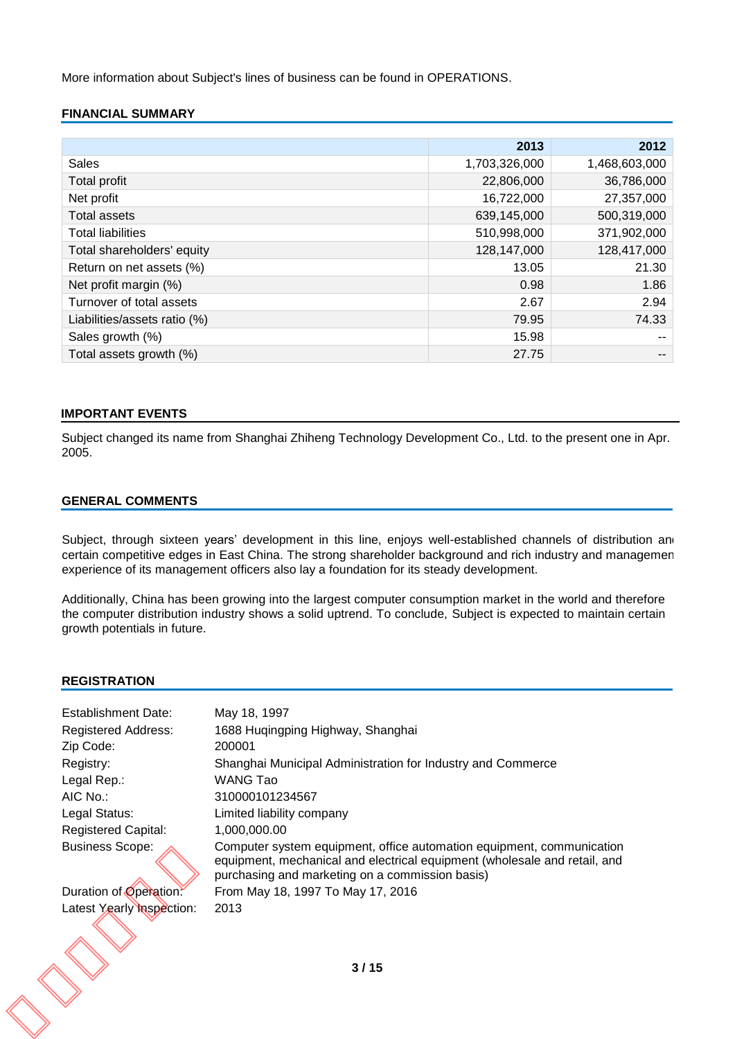More information about Subject's lines of business can be found in OPERATIONS.

## FINANCIAL SUMMARY

| | 2013 | 2012 |
|---|---|---|
| Sales | 1,703,326,000 | 1,468,603,000 |
| Total profit | 22,806,000 | 36,786,000 |
| Net profit | 16,722,000 | 27,357,000 |
| Total assets | 639,145,000 | 500,319,000 |
| Total liabilities | 510,998,000 | 371,902,000 |
| Total shareholders' equity | 128,147,000 | 128,417,000 |
| Return on net assets (%) | 13.05 | 21.30 |
| Net profit margin (%) | 0.98 | 1.86 |
| Turnover of total assets | 2.67 | 2.94 |
| Liabilities/assets ratio (%) | 79.95 | 74.33 |
| Sales growth (%) | 15.98 | -- |
| Total assets growth (%) | 27.75 | -- |

## IMPORTANT EVENTS

Subject changed its name from Shanghai Zhiheng Technology Development Co., Ltd. to the present one in Apr. 2005.

## GENERAL COMMENTS

Subject, through sixteen years' development in this line, enjoys well-established channels of distribution and certain competitive edges in East China. The strong shareholder background and rich industry and management experience of its management officers also lay a foundation for its steady development.

Additionally, China has been growing into the largest computer consumption market in the world and therefore the computer distribution industry shows a solid uptrend. To conclude, Subject is expected to maintain certain growth potentials in future.

## REGISTRATION

| | |
|---|---|
| Establishment Date: | May 18, 1997 |
| Registered Address: | 1688 Huqingping Highway, Shanghai |
| Zip Code: | 200001 |
| Registry: | Shanghai Municipal Administration for Industry and Commerce |
| Legal Rep.: | WANG Tao |
| AIC No.: | 310000101234567 |
| Legal Status: | Limited liability company |
| Registered Capital: | 1,000,000.00 |
| Business Scope: | Computer system equipment, office automation equipment, communication equipment, mechanical and electrical equipment (wholesale and retail, and purchasing and marketing on a commission basis) |
| Duration of Operation: | From May 18, 1997 To May 17, 2016 |
| Latest Yearly Inspection: | 2013 |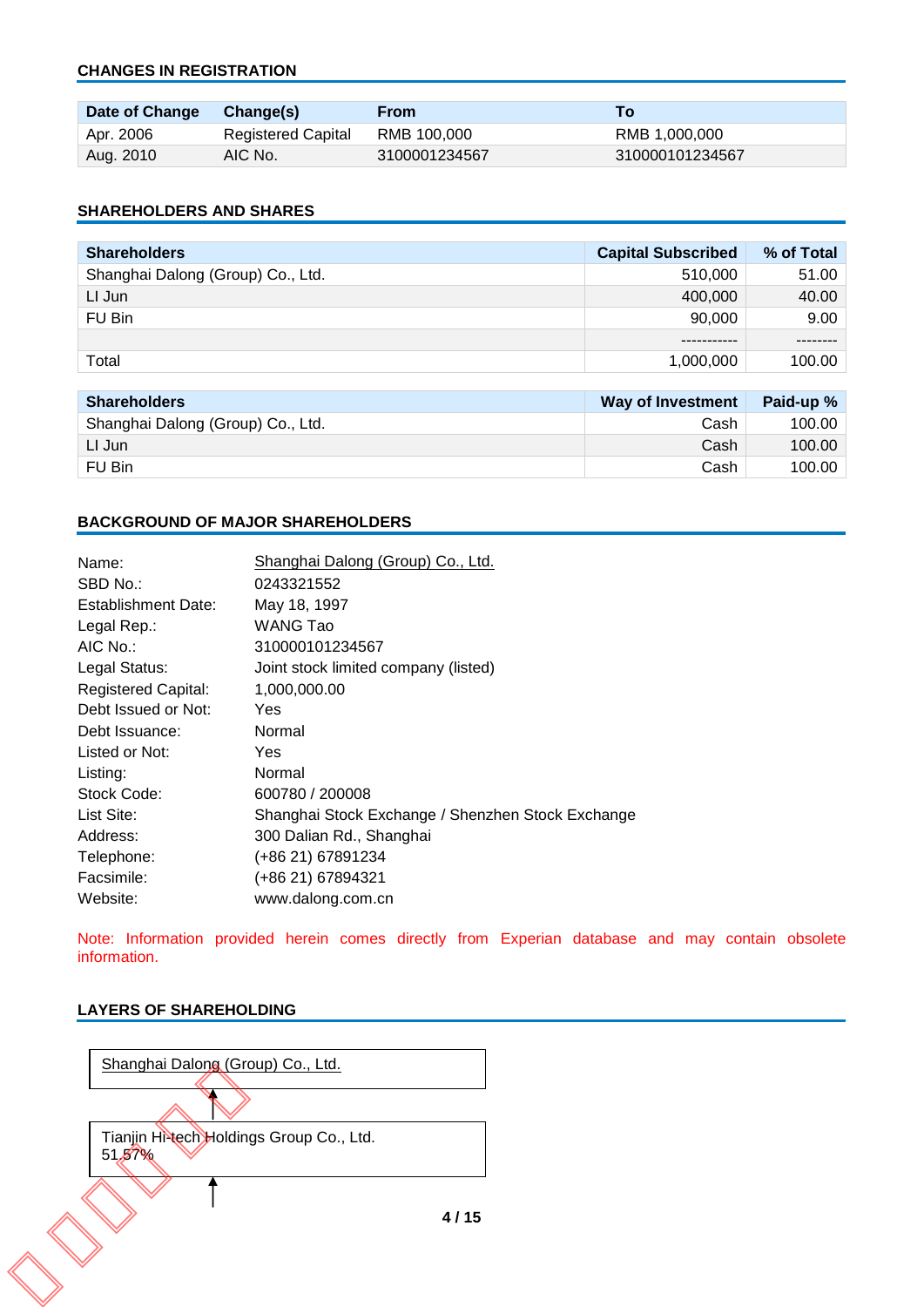## CHANGES IN REGISTRATION

| Date of Change | Change(s) | From | To |
|---|---|---|---|
| Apr. 2006 | Registered Capital | RMB 100,000 | RMB 1,000,000 |
| Aug. 2010 | AIC No. | 3100001234567 | 310000101234567 |

## SHAREHOLDERS AND SHARES

| Shareholders | Capital Subscribed | % of Total |
|---|---|---|
| Shanghai Dalong (Group) Co., Ltd. | 510,000 | 51.00 |
| LI Jun | 400,000 | 40.00 |
| FU Bin | 90,000 | 9.00 |
| | ----------- | -------- |
| Total | 1,000,000 | 100.00 |

| Shareholders | Way of Investment | Paid-up % |
|---|---|---|
| Shanghai Dalong (Group) Co., Ltd. | Cash | 100.00 |
| LI Jun | Cash | 100.00 |
| FU Bin | Cash | 100.00 |

## BACKGROUND OF MAJOR SHAREHOLDERS

| | |
|---|---|
| Name: | Shanghai Dalong (Group) Co., Ltd. |
| SBD No.: | 0243321552 |
| Establishment Date: | May 18, 1997 |
| Legal Rep.: | WANG Tao |
| AIC No.: | 310000101234567 |
| Legal Status: | Joint stock limited company (listed) |
| Registered Capital: | 1,000,000.00 |
| Debt Issued or Not: | Yes |
| Debt Issuance: | Normal |
| Listed or Not: | Yes |
| Listing: | Normal |
| Stock Code: | 600780 / 200008 |
| List Site: | Shanghai Stock Exchange / Shenzhen Stock Exchange |
| Address: | 300 Dalian Rd., Shanghai |
| Telephone: | (+86 21) 67891234 |
| Facsimile: | (+86 21) 67894321 |
| Website: | www.dalong.com.cn |

Note: Information provided herein comes directly from Experian database and may contain obsolete information.

## LAYERS OF SHAREHOLDING

Shanghai Dalong (Group) Co., Ltd.

↑

Tianjin Hi-tech Holdings Group Co., Ltd.
51.57%

↑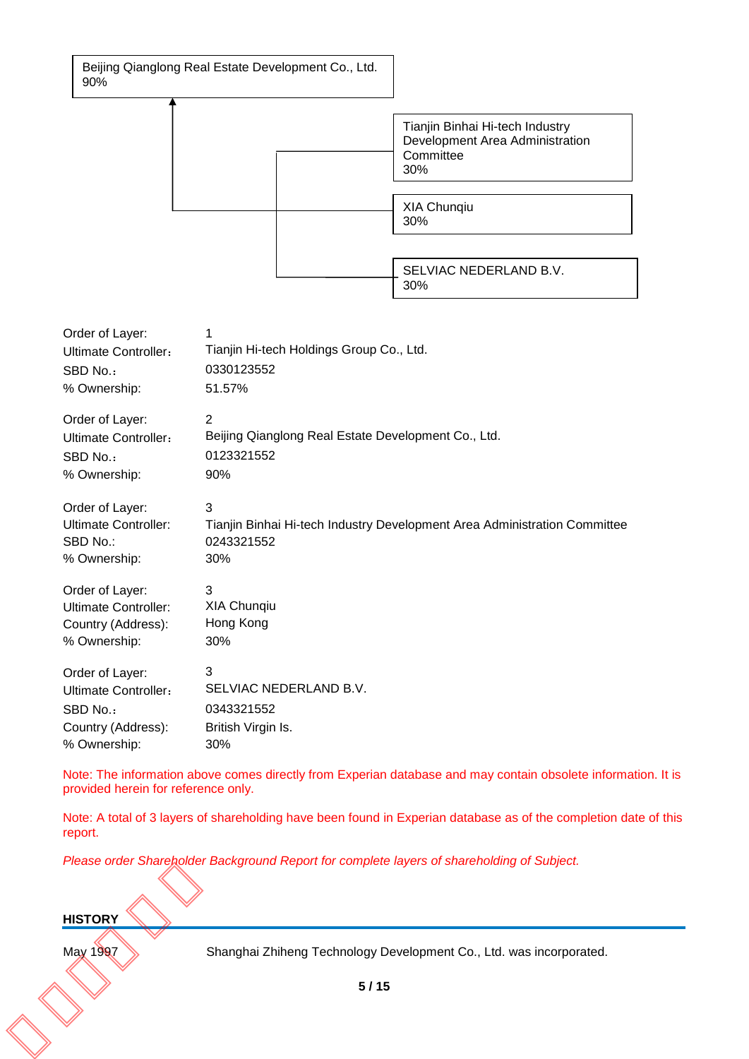Beijing Qianglong Real Estate Development Co., Ltd.
90%

Tianjin Binhai Hi-tech Industry Development Area Administration Committee
30%

XIA Chunqiu
30%

SELVIAC NEDERLAND B.V.
30%

Order of Layer: 1
Ultimate Controller: Tianjin Hi-tech Holdings Group Co., Ltd.
SBD No.: 0330123552
% Ownership: 51.57%

Order of Layer: 2
Ultimate Controller: Beijing Qianglong Real Estate Development Co., Ltd.
SBD No.: 0123321552
% Ownership: 90%

Order of Layer: 3
Ultimate Controller: Tianjin Binhai Hi-tech Industry Development Area Administration Committee
SBD No.: 0243321552
% Ownership: 30%

Order of Layer: 3
Ultimate Controller: XIA Chunqiu
Country (Address): Hong Kong
% Ownership: 30%

Order of Layer: 3
Ultimate Controller: SELVIAC NEDERLAND B.V.
SBD No.: 0343321552
Country (Address): British Virgin Is.
% Ownership: 30%

Note: The information above comes directly from Experian database and may contain obsolete information. It is provided herein for reference only.

Note: A total of 3 layers of shareholding have been found in Experian database as of the completion date of this report.

*Please order Shareholder Background Report for complete layers of shareholding of Subject.*

## HISTORY

May 1997 Shanghai Zhiheng Technology Development Co., Ltd. was incorporated.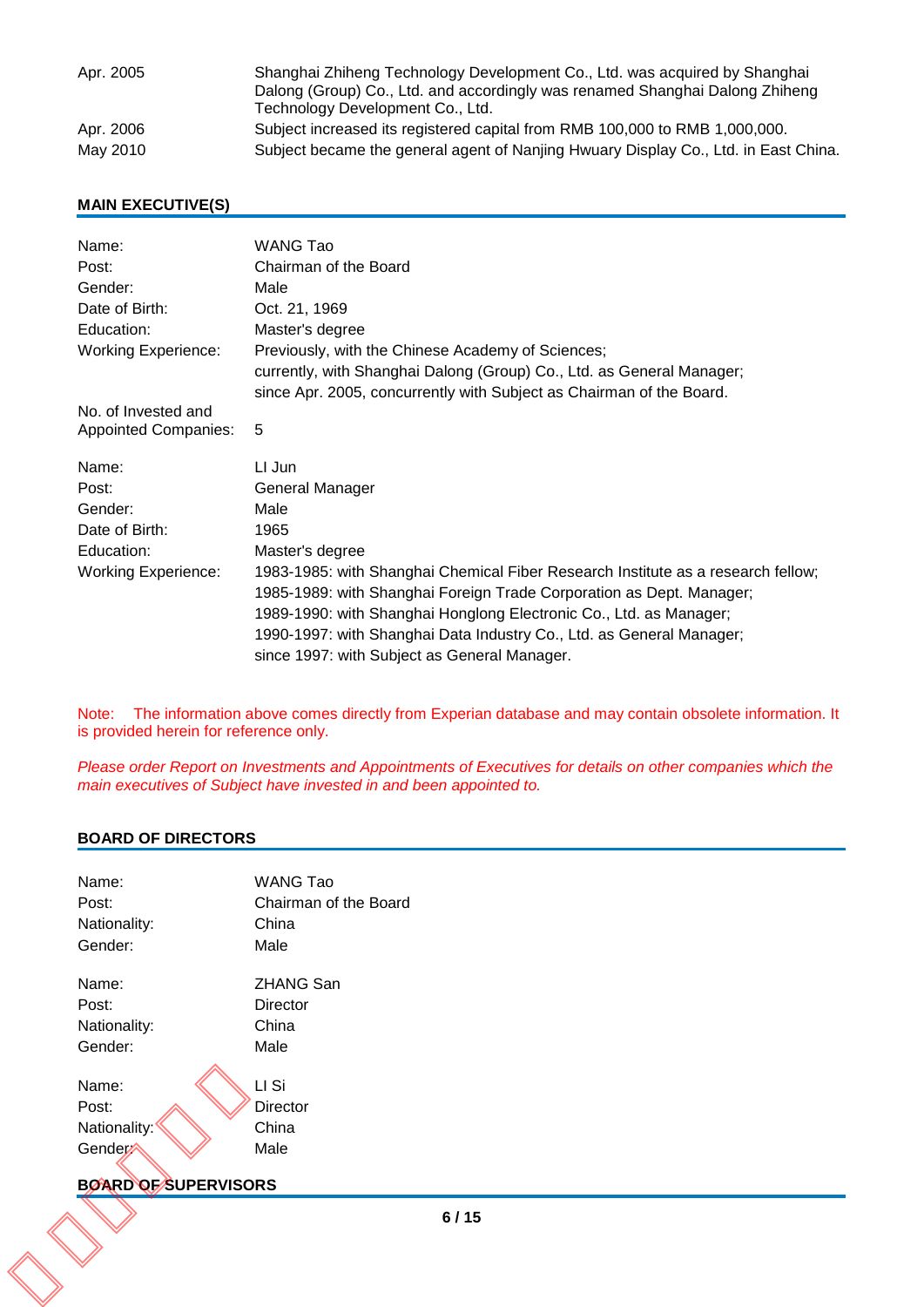| | |
|---|---|
| Apr. 2005 | Shanghai Zhiheng Technology Development Co., Ltd. was acquired by Shanghai Dalong (Group) Co., Ltd. and accordingly was renamed Shanghai Dalong Zhiheng Technology Development Co., Ltd. |
| Apr. 2006 | Subject increased its registered capital from RMB 100,000 to RMB 1,000,000. |
| May 2010 | Subject became the general agent of Nanjing Hwuary Display Co., Ltd. in East China. |

## MAIN EXECUTIVE(S)

| | |
|---|---|
| Name: | WANG Tao |
| Post: | Chairman of the Board |
| Gender: | Male |
| Date of Birth: | Oct. 21, 1969 |
| Education: | Master's degree |
| Working Experience: | Previously, with the Chinese Academy of Sciences;<br>currently, with Shanghai Dalong (Group) Co., Ltd. as General Manager;<br>since Apr. 2005, concurrently with Subject as Chairman of the Board. |
| No. of Invested and Appointed Companies: | 5 |

| | |
|---|---|
| Name: | LI Jun |
| Post: | General Manager |
| Gender: | Male |
| Date of Birth: | 1965 |
| Education: | Master's degree |
| Working Experience: | 1983-1985: with Shanghai Chemical Fiber Research Institute as a research fellow;<br>1985-1989: with Shanghai Foreign Trade Corporation as Dept. Manager;<br>1989-1990: with Shanghai Honglong Electronic Co., Ltd. as Manager;<br>1990-1997: with Shanghai Data Industry Co., Ltd. as General Manager;<br>since 1997: with Subject as General Manager. |

Note: The information above comes directly from Experian database and may contain obsolete information. It is provided herein for reference only.

*Please order Report on Investments and Appointments of Executives for details on other companies which the main executives of Subject have invested in and been appointed to.*

## BOARD OF DIRECTORS

| | |
|---|---|
| Name: | WANG Tao |
| Post: | Chairman of the Board |
| Nationality: | China |
| Gender: | Male |

| | |
|---|---|
| Name: | ZHANG San |
| Post: | Director |
| Nationality: | China |
| Gender: | Male |

| | |
|---|---|
| Name: | LI Si |
| Post: | Director |
| Nationality: | China |
| Gender: | Male |

## BOARD OF SUPERVISORS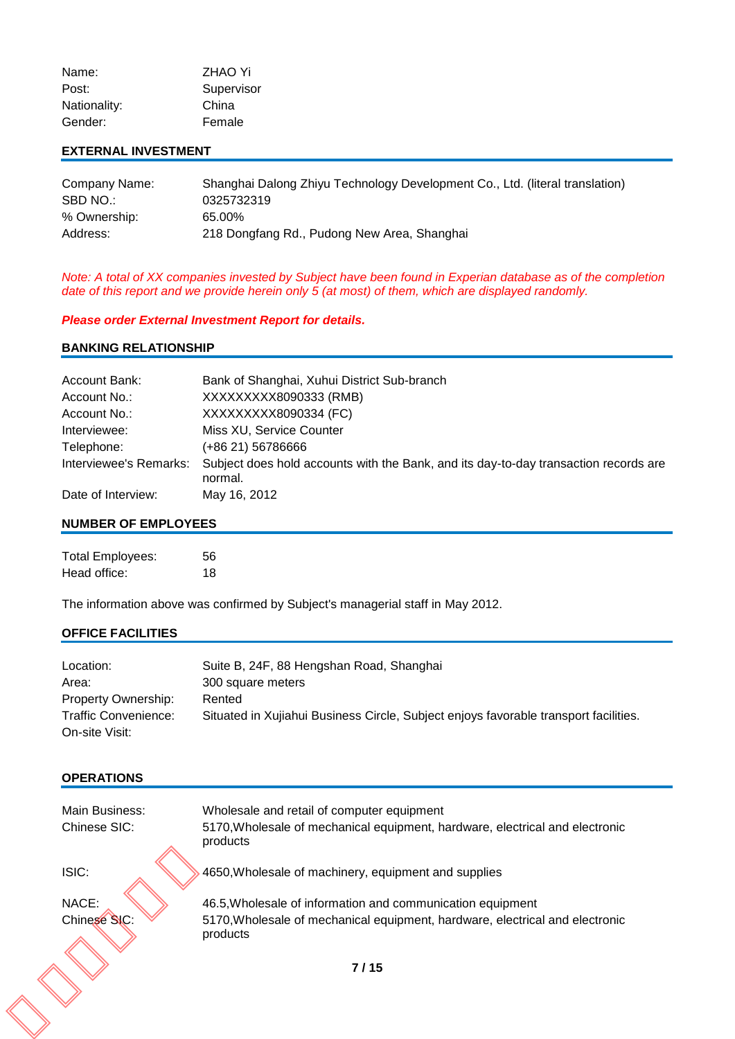| | |
|---|---|
| Name: | ZHAO Yi |
| Post: | Supervisor |
| Nationality: | China |
| Gender: | Female |

## EXTERNAL INVESTMENT

| | |
|---|---|
| Company Name: | Shanghai Dalong Zhiyu Technology Development Co., Ltd. (literal translation) |
| SBD NO.: | 0325732319 |
| % Ownership: | 65.00% |
| Address: | 218 Dongfang Rd., Pudong New Area, Shanghai |

*Note: A total of XX companies invested by Subject have been found in Experian database as of the completion date of this report and we provide herein only 5 (at most) of them, which are displayed randomly.*

***Please order External Investment Report for details.***

## BANKING RELATIONSHIP

| | |
|---|---|
| Account Bank: | Bank of Shanghai, Xuhui District Sub-branch |
| Account No.: | XXXXXXXXX8090333 (RMB) |
| Account No.: | XXXXXXXXX8090334 (FC) |
| Interviewee: | Miss XU, Service Counter |
| Telephone: | (+86 21) 56786666 |
| Interviewee's Remarks: | Subject does hold accounts with the Bank, and its day-to-day transaction records are normal. |
| Date of Interview: | May 16, 2012 |

## NUMBER OF EMPLOYEES

| | |
|---|---|
| Total Employees: | 56 |
| Head office: | 18 |

The information above was confirmed by Subject's managerial staff in May 2012.

## OFFICE FACILITIES

| | |
|---|---|
| Location: | Suite B, 24F, 88 Hengshan Road, Shanghai |
| Area: | 300 square meters |
| Property Ownership: | Rented |
| Traffic Convenience: | Situated in Xujiahui Business Circle, Subject enjoys favorable transport facilities. |
| On-site Visit: | |

## OPERATIONS

| | |
|---|---|
| Main Business: | Wholesale and retail of computer equipment |
| Chinese SIC: | 5170,Wholesale of mechanical equipment, hardware, electrical and electronic products |
| ISIC: | 4650,Wholesale of machinery, equipment and supplies |
| NACE: | 46.5,Wholesale of information and communication equipment |
| Chinese SIC: | 5170,Wholesale of mechanical equipment, hardware, electrical and electronic products |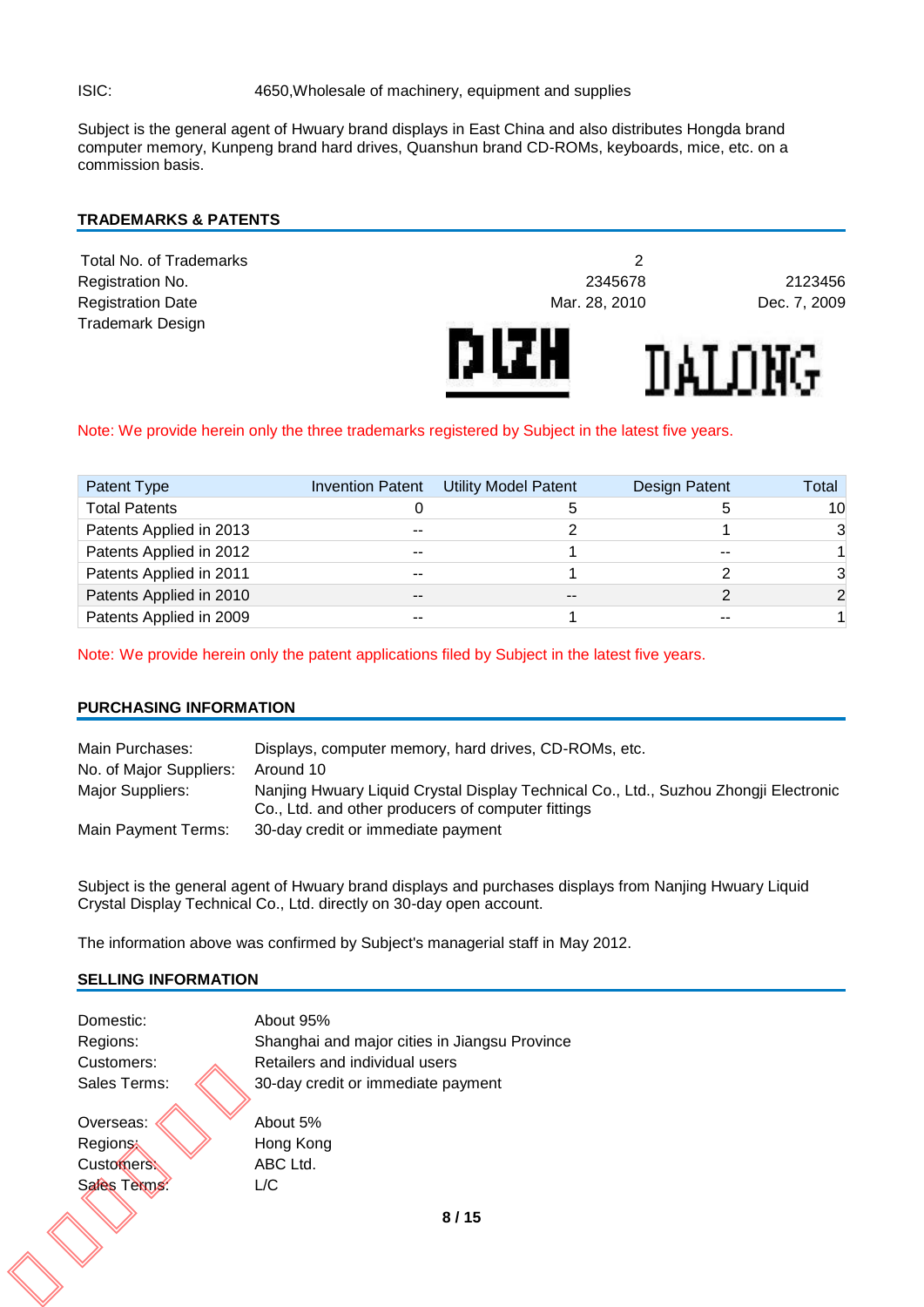ISIC: 4650,Wholesale of machinery, equipment and supplies

Subject is the general agent of Hwuary brand displays in East China and also distributes Hongda brand computer memory, Kunpeng brand hard drives, Quanshun brand CD-ROMs, keyboards, mice, etc. on a commission basis.

## TRADEMARKS & PATENTS

| Total No. of Trademarks | 2 | |
|---|---|---|
| Registration No. | 2345678 | 2123456 |
| Registration Date | Mar. 28, 2010 | Dec. 7, 2009 |
| Trademark Design | DIZH | DALONG |

Note: We provide herein only the three trademarks registered by Subject in the latest five years.

| Patent Type | Invention Patent | Utility Model Patent | Design Patent | Total |
|---|---|---|---|---|
| Total Patents | 0 | 5 | 5 | 10 |
| Patents Applied in 2013 | -- | 2 | 1 | 3 |
| Patents Applied in 2012 | -- | 1 | -- | 1 |
| Patents Applied in 2011 | -- | 1 | 2 | 3 |
| Patents Applied in 2010 | -- | -- | 2 | 2 |
| Patents Applied in 2009 | -- | 1 | -- | 1 |

Note: We provide herein only the patent applications filed by Subject in the latest five years.

## PURCHASING INFORMATION

Main Purchases: Displays, computer memory, hard drives, CD-ROMs, etc.
No. of Major Suppliers: Around 10
Major Suppliers: Nanjing Hwuary Liquid Crystal Display Technical Co., Ltd., Suzhou Zhongji Electronic Co., Ltd. and other producers of computer fittings
Main Payment Terms: 30-day credit or immediate payment

Subject is the general agent of Hwuary brand displays and purchases displays from Nanjing Hwuary Liquid Crystal Display Technical Co., Ltd. directly on 30-day open account.

The information above was confirmed by Subject's managerial staff in May 2012.

## SELLING INFORMATION

Domestic: About 95%
Regions: Shanghai and major cities in Jiangsu Province
Customers: Retailers and individual users
Sales Terms: 30-day credit or immediate payment

Overseas: About 5%
Regions: Hong Kong
Customers: ABC Ltd.
Sales Terms: L/C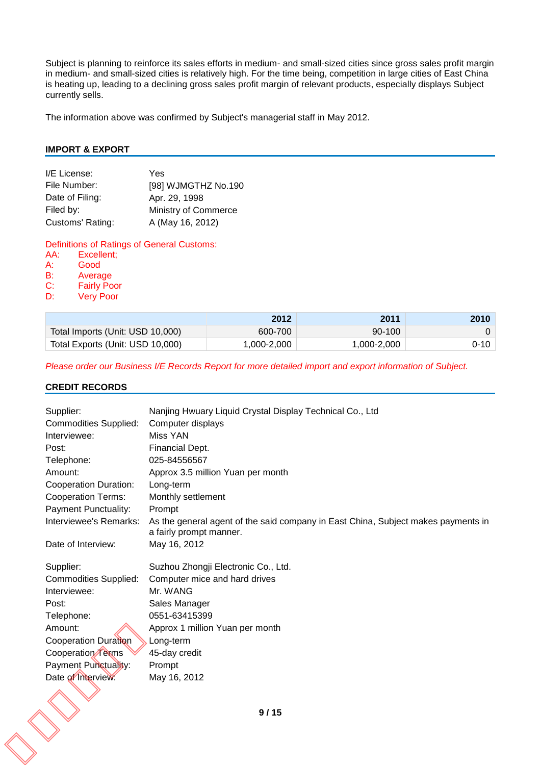Subject is planning to reinforce its sales efforts in medium- and small-sized cities since gross sales profit margin in medium- and small-sized cities is relatively high. For the time being, competition in large cities of East China is heating up, leading to a declining gross sales profit margin of relevant products, especially displays Subject currently sells.

The information above was confirmed by Subject's managerial staff in May 2012.

## IMPORT & EXPORT

| | |
|---|---|
| I/E License: | Yes |
| File Number: | [98] WJMGTHZ No.190 |
| Date of Filing: | Apr. 29, 1998 |
| Filed by: | Ministry of Commerce |
| Customs' Rating: | A (May 16, 2012) |

Definitions of Ratings of General Customs:
AA: Excellent;
A: Good
B: Average
C: Fairly Poor
D: Very Poor

| | 2012 | 2011 | 2010 |
|---|---|---|---|
| Total Imports (Unit: USD 10,000) | 600-700 | 90-100 | 0 |
| Total Exports (Unit: USD 10,000) | 1,000-2,000 | 1,000-2,000 | 0-10 |

*Please order our Business I/E Records Report for more detailed import and export information of Subject.*

## CREDIT RECORDS

| | |
|---|---|
| Supplier: | Nanjing Hwuary Liquid Crystal Display Technical Co., Ltd |
| Commodities Supplied: | Computer displays |
| Interviewee: | Miss YAN |
| Post: | Financial Dept. |
| Telephone: | 025-84556567 |
| Amount: | Approx 3.5 million Yuan per month |
| Cooperation Duration: | Long-term |
| Cooperation Terms: | Monthly settlement |
| Payment Punctuality: | Prompt |
| Interviewee's Remarks: | As the general agent of the said company in East China, Subject makes payments in a fairly prompt manner. |
| Date of Interview: | May 16, 2012 |

| | |
|---|---|
| Supplier: | Suzhou Zhongji Electronic Co., Ltd. |
| Commodities Supplied: | Computer mice and hard drives |
| Interviewee: | Mr. WANG |
| Post: | Sales Manager |
| Telephone: | 0551-63415399 |
| Amount: | Approx 1 million Yuan per month |
| Cooperation Duration | Long-term |
| Cooperation Terms | 45-day credit |
| Payment Punctuality: | Prompt |
| Date of Interview: | May 16, 2012 |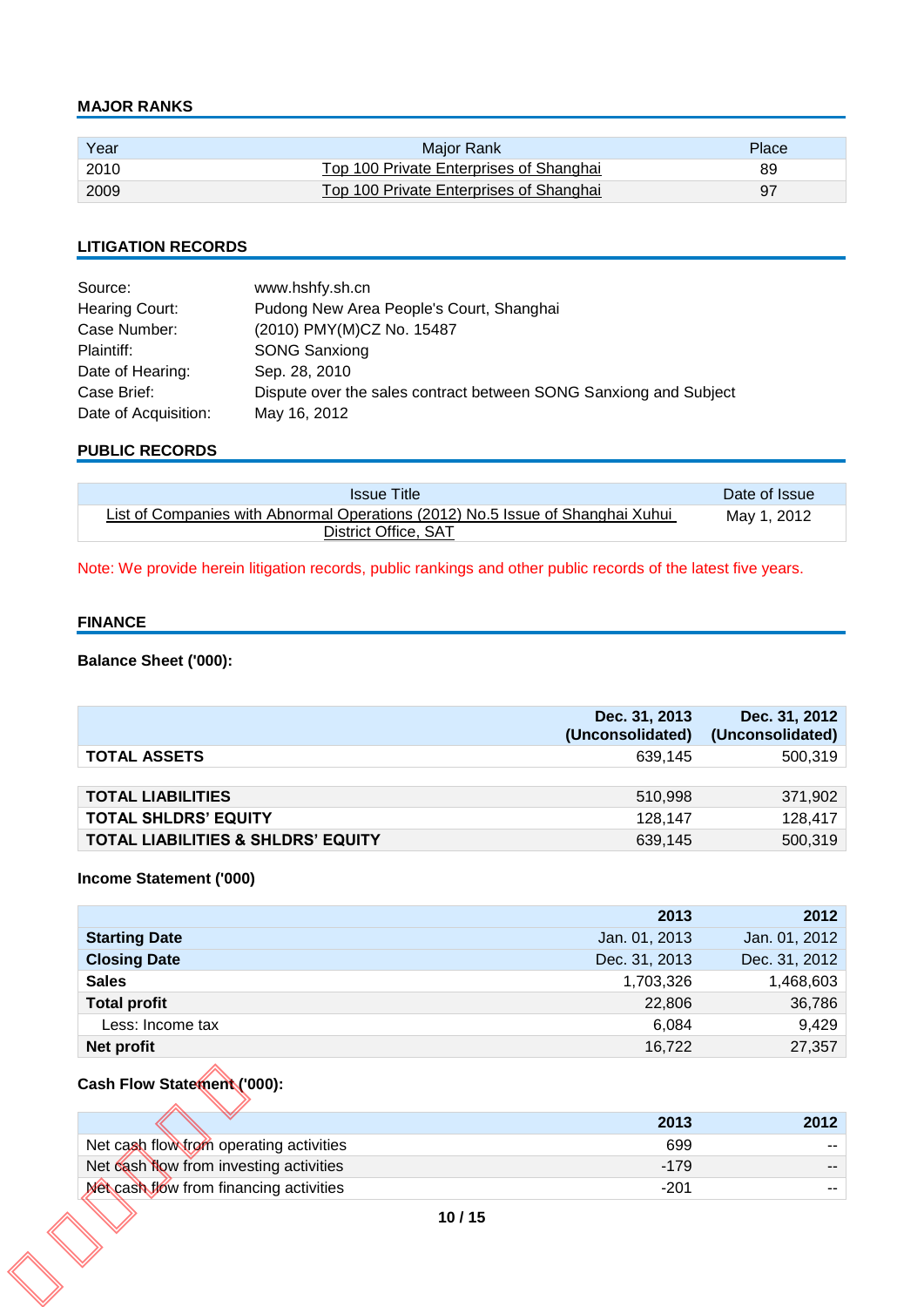## MAJOR RANKS

| Year | Major Rank | Place |
|---|---|---|
| 2010 | Top 100 Private Enterprises of Shanghai | 89 |
| 2009 | Top 100 Private Enterprises of Shanghai | 97 |

## LITIGATION RECORDS

Source: www.hshfy.sh.cn
Hearing Court: Pudong New Area People's Court, Shanghai
Case Number: (2010) PMY(M)CZ No. 15487
Plaintiff: SONG Sanxiong
Date of Hearing: Sep. 28, 2010
Case Brief: Dispute over the sales contract between SONG Sanxiong and Subject
Date of Acquisition: May 16, 2012

## PUBLIC RECORDS

| Issue Title | Date of Issue |
|---|---|
| List of Companies with Abnormal Operations (2012) No.5 Issue of Shanghai Xuhui District Office, SAT | May 1, 2012 |

Note: We provide herein litigation records, public rankings and other public records of the latest five years.

## FINANCE

**Balance Sheet ('000):**

| | Dec. 31, 2013 (Unconsolidated) | Dec. 31, 2012 (Unconsolidated) |
|---|---|---|
| **TOTAL ASSETS** | 639,145 | 500,319 |
| **TOTAL LIABILITIES** | 510,998 | 371,902 |
| **TOTAL SHLDRS' EQUITY** | 128,147 | 128,417 |
| **TOTAL LIABILITIES & SHLDRS' EQUITY** | 639,145 | 500,319 |

**Income Statement ('000)**

| | 2013 | 2012 |
|---|---|---|
| **Starting Date** | Jan. 01, 2013 | Jan. 01, 2012 |
| **Closing Date** | Dec. 31, 2013 | Dec. 31, 2012 |
| **Sales** | 1,703,326 | 1,468,603 |
| **Total profit** | 22,806 | 36,786 |
| Less: Income tax | 6,084 | 9,429 |
| **Net profit** | 16,722 | 27,357 |

**Cash Flow Statement ('000):**

| | 2013 | 2012 |
|---|---|---|
| Net cash flow from operating activities | 699 | -- |
| Net cash flow from investing activities | -179 | -- |
| Net cash flow from financing activities | -201 | -- |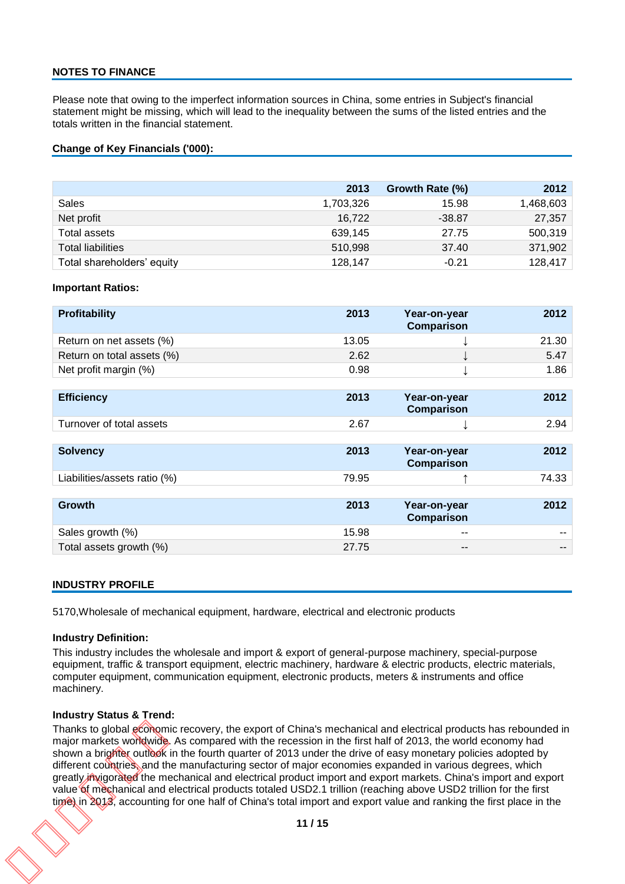## NOTES TO FINANCE

Please note that owing to the imperfect information sources in China, some entries in Subject's financial statement might be missing, which will lead to the inequality between the sums of the listed entries and the totals written in the financial statement.

### Change of Key Financials ('000):

| | 2013 | Growth Rate (%) | 2012 |
|---|---|---|---|
| Sales | 1,703,326 | 15.98 | 1,468,603 |
| Net profit | 16,722 | -38.87 | 27,357 |
| Total assets | 639,145 | 27.75 | 500,319 |
| Total liabilities | 510,998 | 37.40 | 371,902 |
| Total shareholders' equity | 128,147 | -0.21 | 128,417 |

**Important Ratios:**

| Profitability | 2013 | Year-on-year Comparison | 2012 |
|---|---|---|---|
| Return on net assets (%) | 13.05 | ↓ | 21.30 |
| Return on total assets (%) | 2.62 | ↓ | 5.47 |
| Net profit margin (%) | 0.98 | ↓ | 1.86 |

| Efficiency | 2013 | Year-on-year Comparison | 2012 |
|---|---|---|---|
| Turnover of total assets | 2.67 | ↓ | 2.94 |

| Solvency | 2013 | Year-on-year Comparison | 2012 |
|---|---|---|---|
| Liabilities/assets ratio (%) | 79.95 | ↑ | 74.33 |

| Growth | 2013 | Year-on-year Comparison | 2012 |
|---|---|---|---|
| Sales growth (%) | 15.98 | -- | -- |
| Total assets growth (%) | 27.75 | -- | -- |

## INDUSTRY PROFILE

5170,Wholesale of mechanical equipment, hardware, electrical and electronic products

**Industry Definition:**

This industry includes the wholesale and import & export of general-purpose machinery, special-purpose equipment, traffic & transport equipment, electric machinery, hardware & electric products, electric materials, computer equipment, communication equipment, electronic products, meters & instruments and office machinery.

**Industry Status & Trend:**

Thanks to global economic recovery, the export of China's mechanical and electrical products has rebounded in major markets worldwide. As compared with the recession in the first half of 2013, the world economy had shown a brighter outlook in the fourth quarter of 2013 under the drive of easy monetary policies adopted by different countries, and the manufacturing sector of major economies expanded in various degrees, which greatly invigorated the mechanical and electrical product import and export markets. China's import and export value of mechanical and electrical products totaled USD2.1 trillion (reaching above USD2 trillion for the first time) in 2013, accounting for one half of China's total import and export value and ranking the first place in the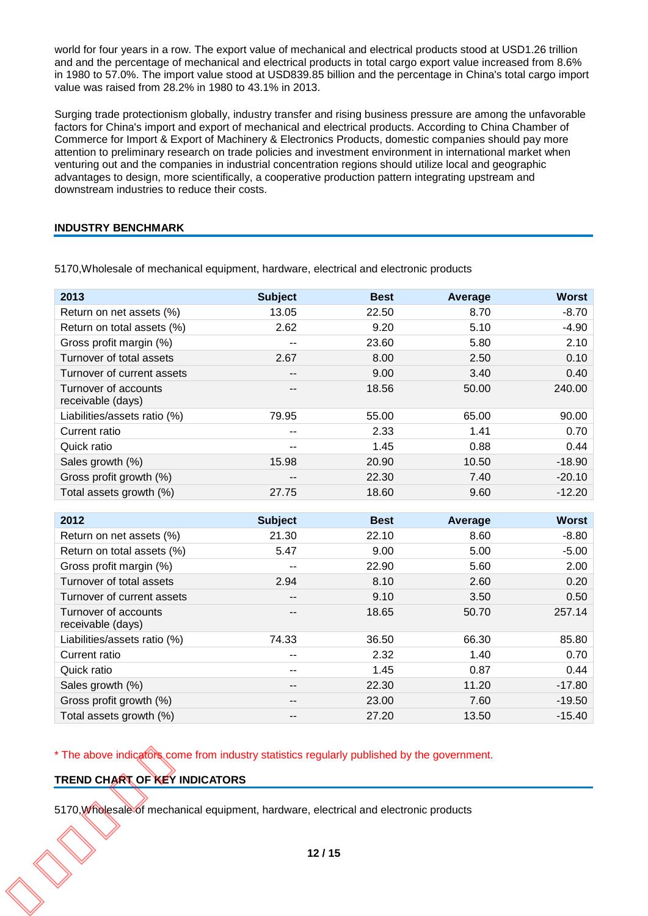world for four years in a row. The export value of mechanical and electrical products stood at USD1.26 trillion and and the percentage of mechanical and electrical products in total cargo export value increased from 8.6% in 1980 to 57.0%. The import value stood at USD839.85 billion and the percentage in China's total cargo import value was raised from 28.2% in 1980 to 43.1% in 2013.

Surging trade protectionism globally, industry transfer and rising business pressure are among the unfavorable factors for China's import and export of mechanical and electrical products. According to China Chamber of Commerce for Import & Export of Machinery & Electronics Products, domestic companies should pay more attention to preliminary research on trade policies and investment environment in international market when venturing out and the companies in industrial concentration regions should utilize local and geographic advantages to design, more scientifically, a cooperative production pattern integrating upstream and downstream industries to reduce their costs.

## INDUSTRY BENCHMARK

5170,Wholesale of mechanical equipment, hardware, electrical and electronic products

| 2013 | Subject | Best | Average | Worst |
|---|---|---|---|---|
| Return on net assets (%) | 13.05 | 22.50 | 8.70 | -8.70 |
| Return on total assets (%) | 2.62 | 9.20 | 5.10 | -4.90 |
| Gross profit margin (%) | -- | 23.60 | 5.80 | 2.10 |
| Turnover of total assets | 2.67 | 8.00 | 2.50 | 0.10 |
| Turnover of current assets | -- | 9.00 | 3.40 | 0.40 |
| Turnover of accounts receivable (days) | -- | 18.56 | 50.00 | 240.00 |
| Liabilities/assets ratio (%) | 79.95 | 55.00 | 65.00 | 90.00 |
| Current ratio | -- | 2.33 | 1.41 | 0.70 |
| Quick ratio | -- | 1.45 | 0.88 | 0.44 |
| Sales growth (%) | 15.98 | 20.90 | 10.50 | -18.90 |
| Gross profit growth (%) | -- | 22.30 | 7.40 | -20.10 |
| Total assets growth (%) | 27.75 | 18.60 | 9.60 | -12.20 |

| 2012 | Subject | Best | Average | Worst |
|---|---|---|---|---|
| Return on net assets (%) | 21.30 | 22.10 | 8.60 | -8.80 |
| Return on total assets (%) | 5.47 | 9.00 | 5.00 | -5.00 |
| Gross profit margin (%) | -- | 22.90 | 5.60 | 2.00 |
| Turnover of total assets | 2.94 | 8.10 | 2.60 | 0.20 |
| Turnover of current assets | -- | 9.10 | 3.50 | 0.50 |
| Turnover of accounts receivable (days) | -- | 18.65 | 50.70 | 257.14 |
| Liabilities/assets ratio (%) | 74.33 | 36.50 | 66.30 | 85.80 |
| Current ratio | -- | 2.32 | 1.40 | 0.70 |
| Quick ratio | -- | 1.45 | 0.87 | 0.44 |
| Sales growth (%) | -- | 22.30 | 11.20 | -17.80 |
| Gross profit growth (%) | -- | 23.00 | 7.60 | -19.50 |
| Total assets growth (%) | -- | 27.20 | 13.50 | -15.40 |

* The above indicators come from industry statistics regularly published by the government.

## TREND CHART OF KEY INDICATORS

5170,Wholesale of mechanical equipment, hardware, electrical and electronic products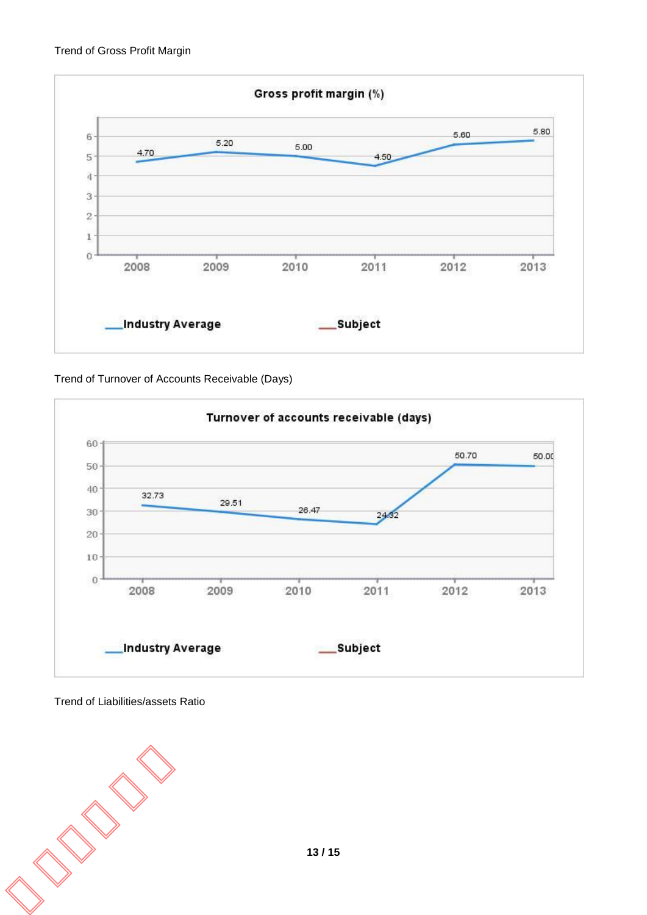Trend of Gross Profit Margin

**Gross profit margin (%)**

| Year | Industry Average | Subject |
|---|---|---|
| 2008 | 4.70 | |
| 2009 | 5.20 | |
| 2010 | 5.00 | |
| 2011 | 4.50 | |
| 2012 | 5.60 | |
| 2013 | 5.80 | |

Trend of Turnover of Accounts Receivable (Days)

**Turnover of accounts receivable (days)**

| Year | Industry Average | Subject |
|---|---|---|
| 2008 | 32.73 | |
| 2009 | 29.51 | |
| 2010 | 26.47 | |
| 2011 | 24.32 | |
| 2012 | 50.70 | |
| 2013 | 50.00 | |

Trend of Liabilities/assets Ratio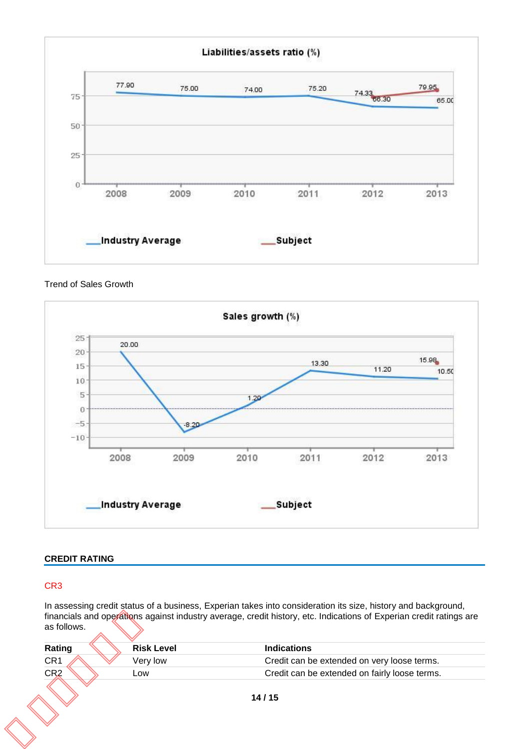**Liabilities/assets ratio (%)**

| Year | Industry Average | Subject |
|---|---|---|
| 2008 | 77.90 | |
| 2009 | 75.00 | |
| 2010 | 74.00 | |
| 2011 | 75.20 | |
| 2012 | 66.30 | 74.33 |
| 2013 | 65.00 | 79.95 |

Trend of Sales Growth

**Sales growth (%)**

| Year | Industry Average | Subject |
|---|---|---|
| 2008 | 20.00 | |
| 2009 | -8.20 | |
| 2010 | 1.20 | |
| 2011 | 13.30 | |
| 2012 | 11.20 | |
| 2013 | 10.50 | 15.98 |

## CREDIT RATING

CR3

In assessing credit status of a business, Experian takes into consideration its size, history and background, financials and operations against industry average, credit history, etc. Indications of Experian credit ratings are as follows.

| Rating | Risk Level | Indications |
|---|---|---|
| CR1 | Very low | Credit can be extended on very loose terms. |
| CR2 | Low | Credit can be extended on fairly loose terms. |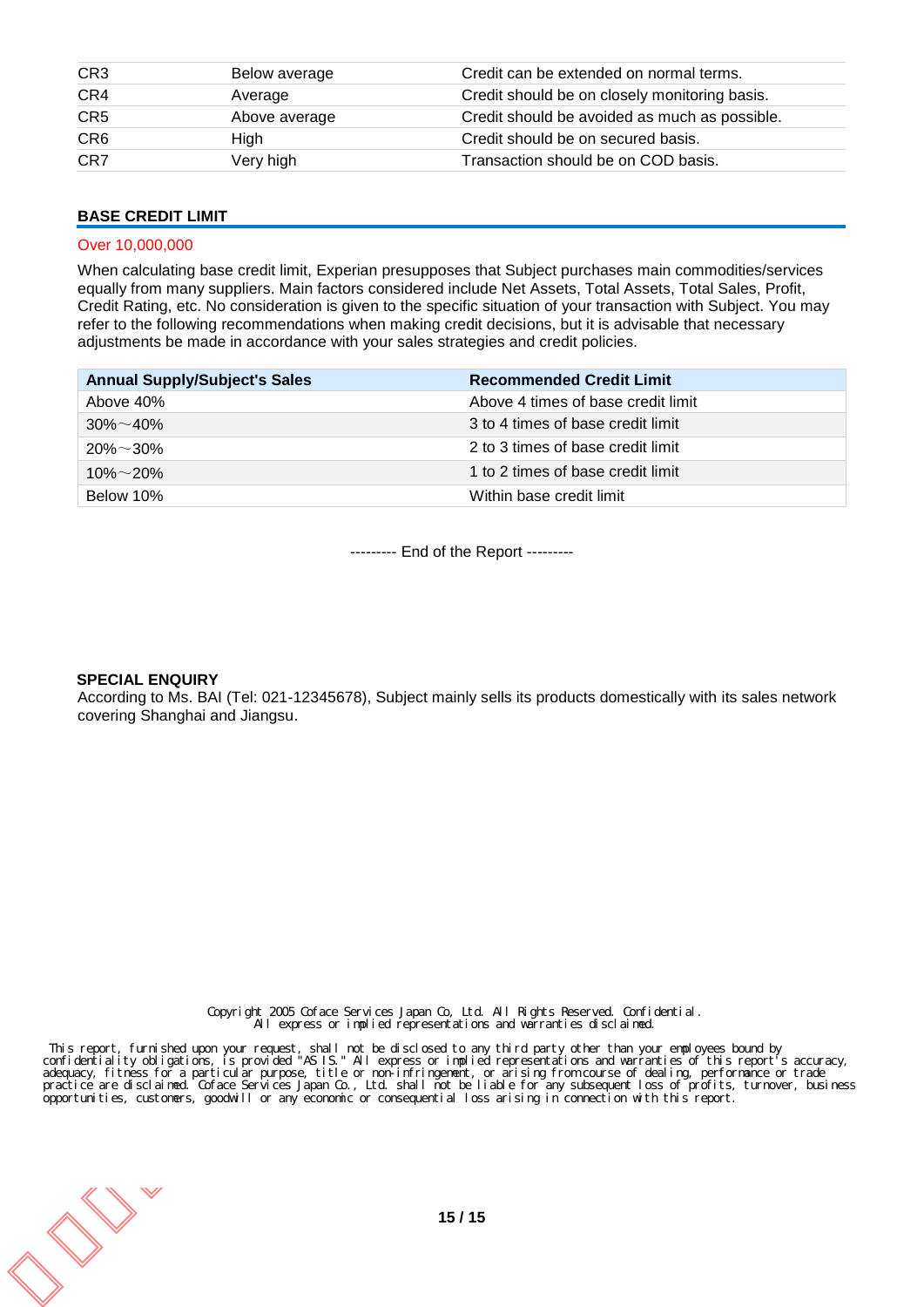| | | |
|---|---|---|
| CR3 | Below average | Credit can be extended on normal terms. |
| CR4 | Average | Credit should be on closely monitoring basis. |
| CR5 | Above average | Credit should be avoided as much as possible. |
| CR6 | High | Credit should be on secured basis. |
| CR7 | Very high | Transaction should be on COD basis. |

## BASE CREDIT LIMIT

Over 10,000,000

When calculating base credit limit, Experian presupposes that Subject purchases main commodities/services equally from many suppliers. Main factors considered include Net Assets, Total Assets, Total Sales, Profit, Credit Rating, etc. No consideration is given to the specific situation of your transaction with Subject. You may refer to the following recommendations when making credit decisions, but it is advisable that necessary adjustments be made in accordance with your sales strategies and credit policies.

| Annual Supply/Subject's Sales | Recommended Credit Limit |
|---|---|
| Above 40% | Above 4 times of base credit limit |
| 30%～40% | 3 to 4 times of base credit limit |
| 20%～30% | 2 to 3 times of base credit limit |
| 10%～20% | 1 to 2 times of base credit limit |
| Below 10% | Within base credit limit |

--------- End of the Report ---------

**SPECIAL ENQUIRY**

According to Ms. BAI (Tel: 021-12345678), Subject mainly sells its products domestically with its sales network covering Shanghai and Jiangsu.

Copyright 2005 Coface Services Japan Co, Ltd. All Rights Reserved. Confidential.
All express or implied representations and warranties disclaimed.

This report, furnished upon your request, shall not be disclosed to any third party other than your employees bound by confidentiality obligations, is provided "AS IS." All express or implied representations and warranties of this report's accuracy, adequacy, fitness for a particular purpose, title or non-infringement, or arising from course of dealing, performance or trade practice are disclaimed. Coface Services Japan Co., Ltd. shall not be liable for any subsequent loss of profits, turnover, business opportunities, customers, goodwill or any economic or consequential loss arising in connection with this report.